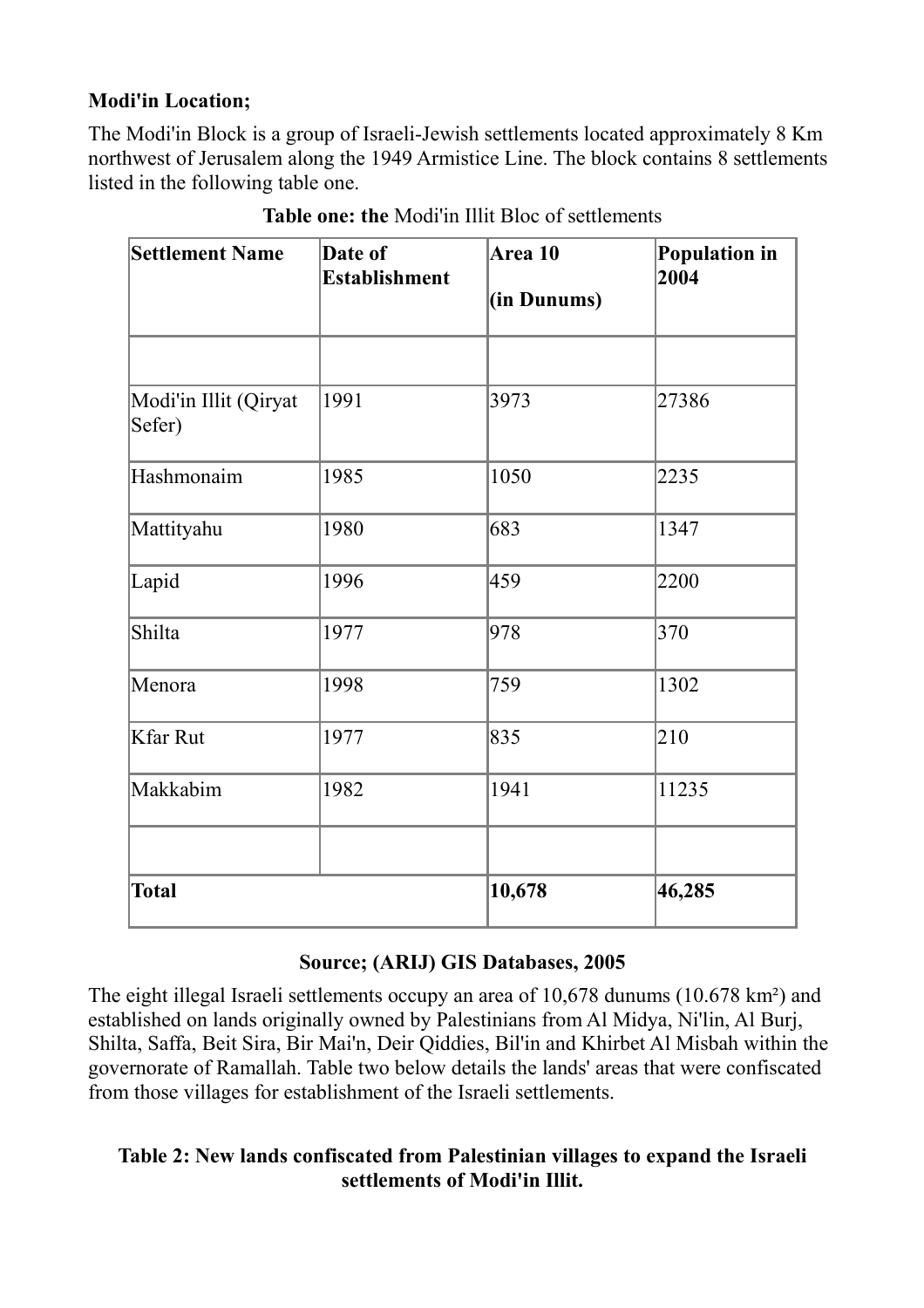**Modi'in Location;**

The Modi'in Block is a group of Israeli-Jewish settlements located approximately 8 Km northwest of Jerusalem along the 1949 Armistice Line. The block contains 8 settlements listed in the following table one.

**Table one: the** Modi'in Illit Bloc of settlements

| Settlement Name | Date of Establishment | Area 10 (in Dunums) | Population in 2004 |
|---|---|---|---|
| | | | |
| Modi'in Illit (Qiryat Sefer) | 1991 | 3973 | 27386 |
| Hashmonaim | 1985 | 1050 | 2235 |
| Mattityahu | 1980 | 683 | 1347 |
| Lapid | 1996 | 459 | 2200 |
| Shilta | 1977 | 978 | 370 |
| Menora | 1998 | 759 | 1302 |
| Kfar Rut | 1977 | 835 | 210 |
| Makkabim | 1982 | 1941 | 11235 |
| | | | |
| **Total** | | **10,678** | **46,285** |

**Source; (ARIJ) GIS Databases, 2005**

The eight illegal Israeli settlements occupy an area of 10,678 dunums (10.678 km²) and established on lands originally owned by Palestinians from Al Midya, Ni'lin, Al Burj, Shilta, Saffa, Beit Sira, Bir Mai'n, Deir Qiddies, Bil'in and Khirbet Al Misbah within the governorate of Ramallah. Table two below details the lands' areas that were confiscated from those villages for establishment of the Israeli settlements.

**Table 2: New lands confiscated from Palestinian villages to expand the Israeli settlements of Modi'in Illit.**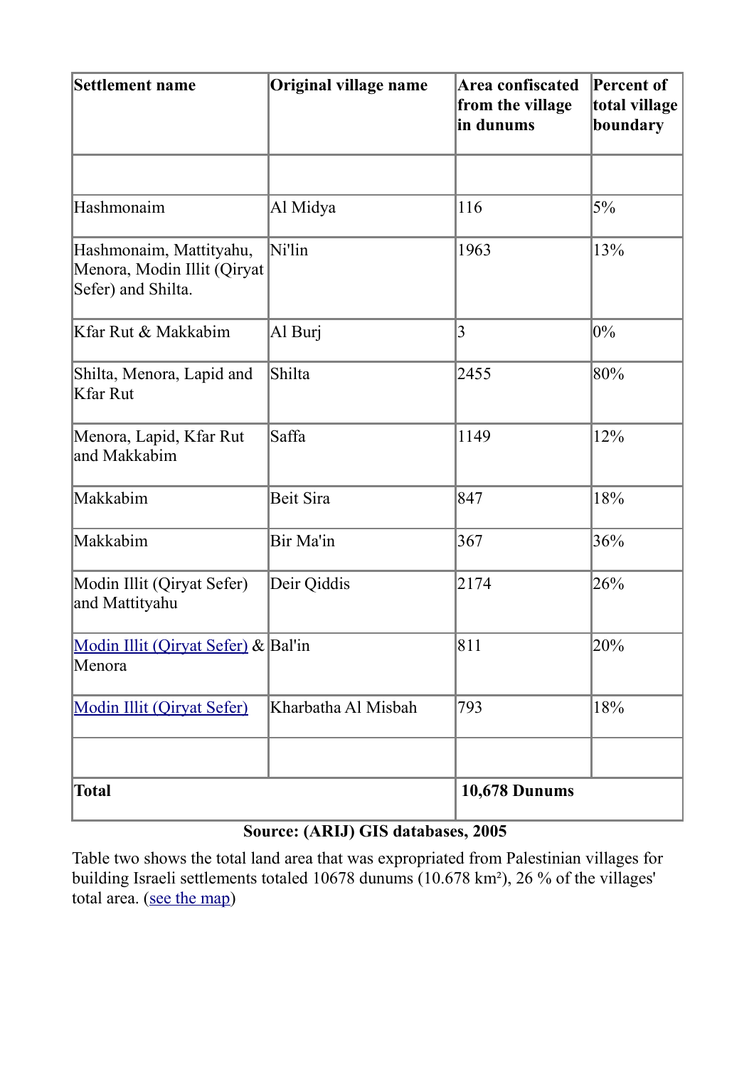| Settlement name | Original village name | Area confiscated from the village in dunums | Percent of total village boundary |
|---|---|---|---|
| | | | |
| Hashmonaim | Al Midya | 116 | 5% |
| Hashmonaim, Mattityahu, Menora, Modin Illit (Qiryat Sefer) and Shilta. | Ni'lin | 1963 | 13% |
| Kfar Rut & Makkabim | Al Burj | 3 | 0% |
| Shilta, Menora, Lapid and Kfar Rut | Shilta | 2455 | 80% |
| Menora, Lapid, Kfar Rut and Makkabim | Saffa | 1149 | 12% |
| Makkabim | Beit Sira | 847 | 18% |
| Makkabim | Bir Ma'in | 367 | 36% |
| Modin Illit (Qiryat Sefer) and Mattityahu | Deir Qiddis | 2174 | 26% |
| Modin Illit (Qiryat Sefer) & Menora | Bal'in | 811 | 20% |
| Modin Illit (Qiryat Sefer) | Kharbatha Al Misbah | 793 | 18% |
| | | | |
| **Total** | | **10,678 Dunums** | |

**Source: (ARIJ) GIS databases, 2005**

Table two shows the total land area that was expropriated from Palestinian villages for building Israeli settlements totaled 10678 dunums (10.678 km²), 26 % of the villages' total area. (see the map)